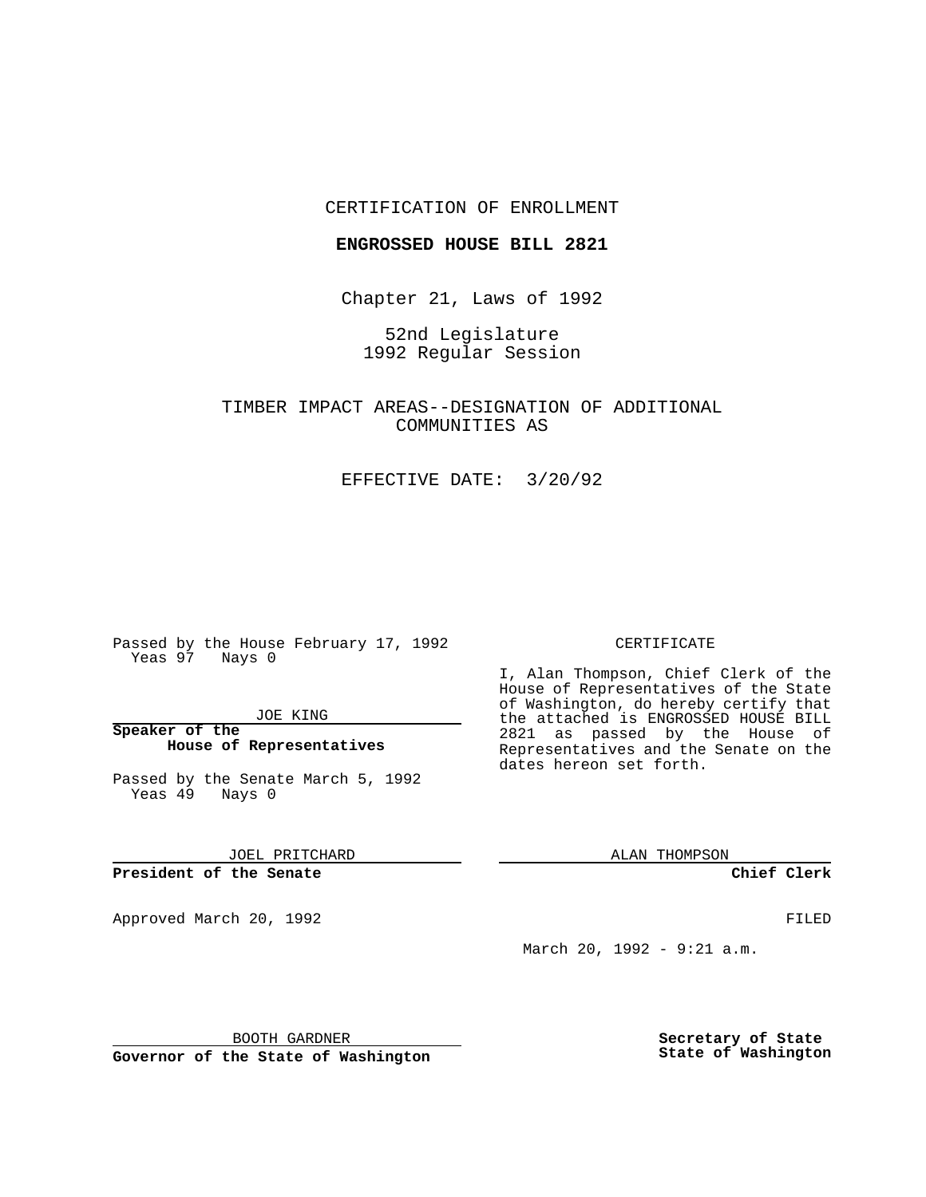CERTIFICATION OF ENROLLMENT

**ENGROSSED HOUSE BILL 2821**

Chapter 21, Laws of 1992

52nd Legislature
1992 Regular Session

TIMBER IMPACT AREAS--DESIGNATION OF ADDITIONAL COMMUNITIES AS

EFFECTIVE DATE: 3/20/92

Passed by the House February 17, 1992
Yeas 97 Nays 0

JOE KING

**Speaker of the House of Representatives**

Passed by the Senate March 5, 1992
Yeas 49 Nays 0

JOEL PRITCHARD

**President of the Senate**

Approved March 20, 1992

BOOTH GARDNER

**Governor of the State of Washington**

CERTIFICATE

I, Alan Thompson, Chief Clerk of the House of Representatives of the State of Washington, do hereby certify that the attached is ENGROSSED HOUSE BILL 2821 as passed by the House of Representatives and the Senate on the dates hereon set forth.

ALAN THOMPSON

**Chief Clerk**

FILED

March 20, 1992 - 9:21 a.m.

**Secretary of State State of Washington**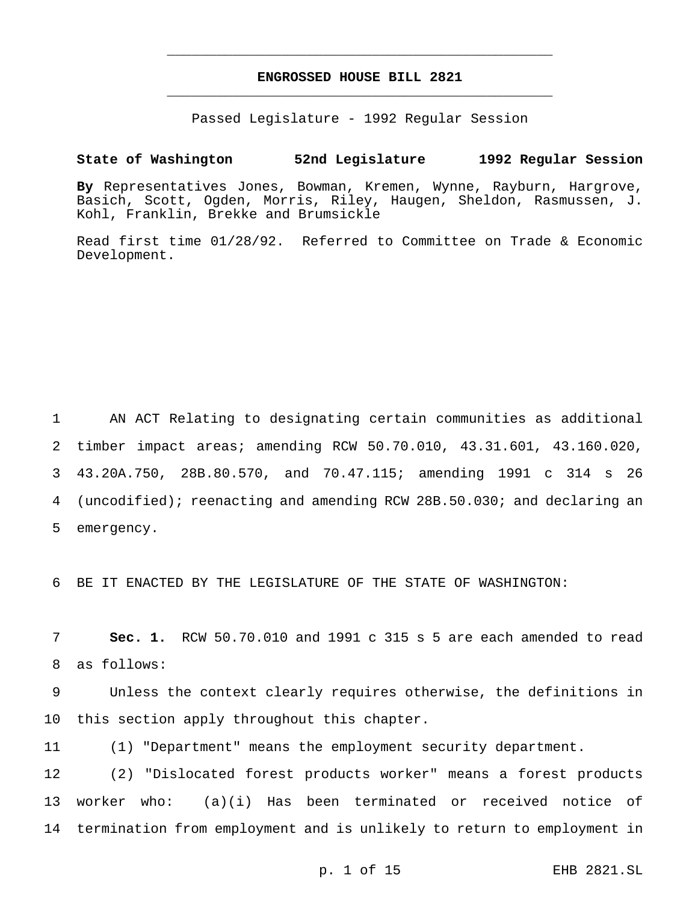**ENGROSSED HOUSE BILL 2821**

Passed Legislature - 1992 Regular Session

**State of Washington 52nd Legislature 1992 Regular Session**

**By** Representatives Jones, Bowman, Kremen, Wynne, Rayburn, Hargrove, Basich, Scott, Ogden, Morris, Riley, Haugen, Sheldon, Rasmussen, J. Kohl, Franklin, Brekke and Brumsickle

Read first time 01/28/92. Referred to Committee on Trade & Economic Development.

AN ACT Relating to designating certain communities as additional timber impact areas; amending RCW 50.70.010, 43.31.601, 43.160.020, 43.20A.750, 28B.80.570, and 70.47.115; amending 1991 c 314 s 26 (uncodified); reenacting and amending RCW 28B.50.030; and declaring an emergency.

BE IT ENACTED BY THE LEGISLATURE OF THE STATE OF WASHINGTON:

**Sec. 1.** RCW 50.70.010 and 1991 c 315 s 5 are each amended to read as follows:

Unless the context clearly requires otherwise, the definitions in this section apply throughout this chapter.

(1) "Department" means the employment security department.

(2) "Dislocated forest products worker" means a forest products worker who: (a)(i) Has been terminated or received notice of termination from employment and is unlikely to return to employment in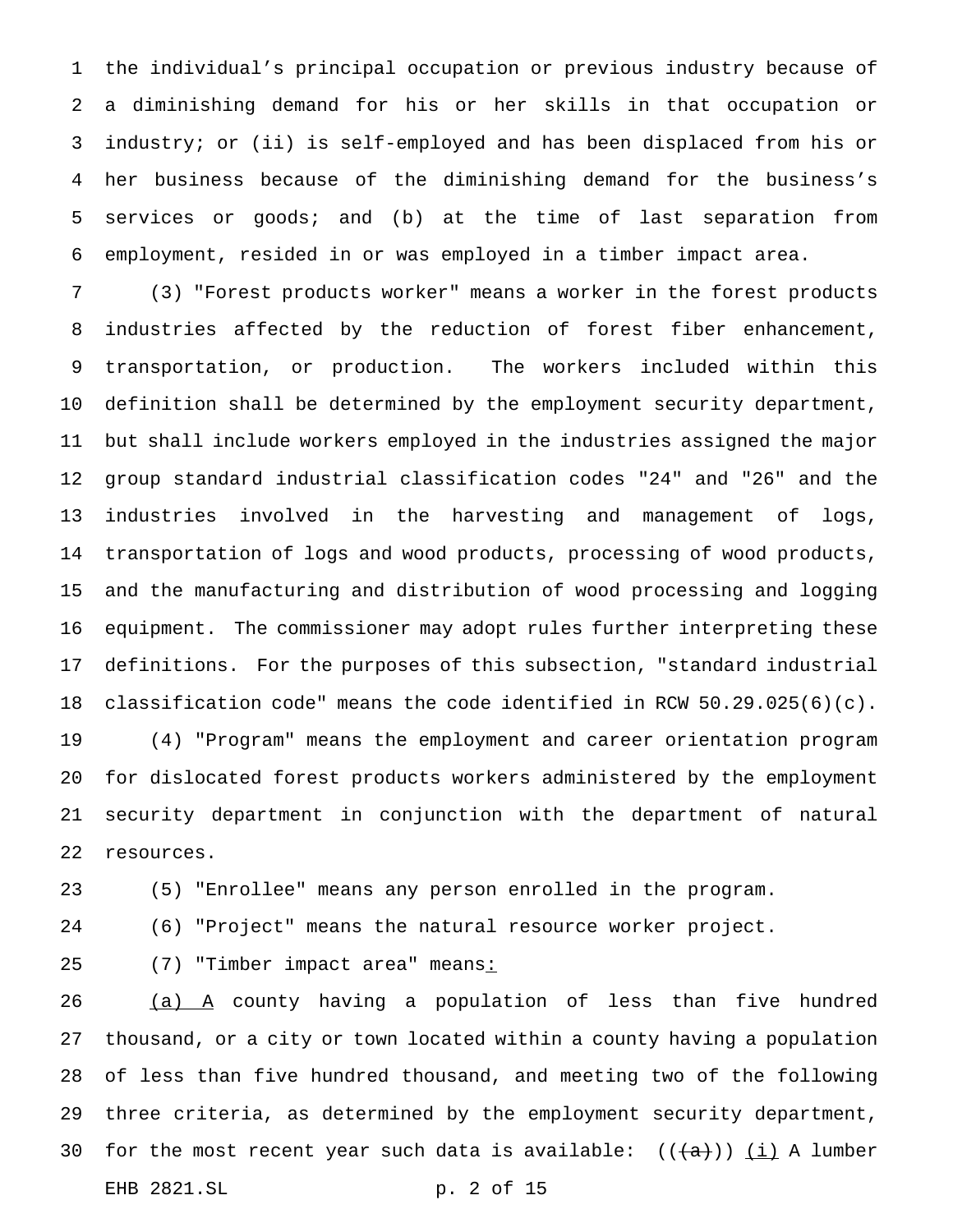the individual's principal occupation or previous industry because of a diminishing demand for his or her skills in that occupation or industry; or (ii) is self-employed and has been displaced from his or her business because of the diminishing demand for the business's services or goods; and (b) at the time of last separation from employment, resided in or was employed in a timber impact area.

(3) "Forest products worker" means a worker in the forest products industries affected by the reduction of forest fiber enhancement, transportation, or production. The workers included within this definition shall be determined by the employment security department, but shall include workers employed in the industries assigned the major group standard industrial classification codes "24" and "26" and the industries involved in the harvesting and management of logs, transportation of logs and wood products, processing of wood products, and the manufacturing and distribution of wood processing and logging equipment. The commissioner may adopt rules further interpreting these definitions. For the purposes of this subsection, "standard industrial classification code" means the code identified in RCW 50.29.025(6)(c).

(4) "Program" means the employment and career orientation program for dislocated forest products workers administered by the employment security department in conjunction with the department of natural resources.

(5) "Enrollee" means any person enrolled in the program.

(6) "Project" means the natural resource worker project.

(7) "Timber impact area" means:

(a) A county having a population of less than five hundred thousand, or a city or town located within a county having a population of less than five hundred thousand, and meeting two of the following three criteria, as determined by the employment security department, for the most recent year such data is available: ((~~(a)~~)) (i) A lumber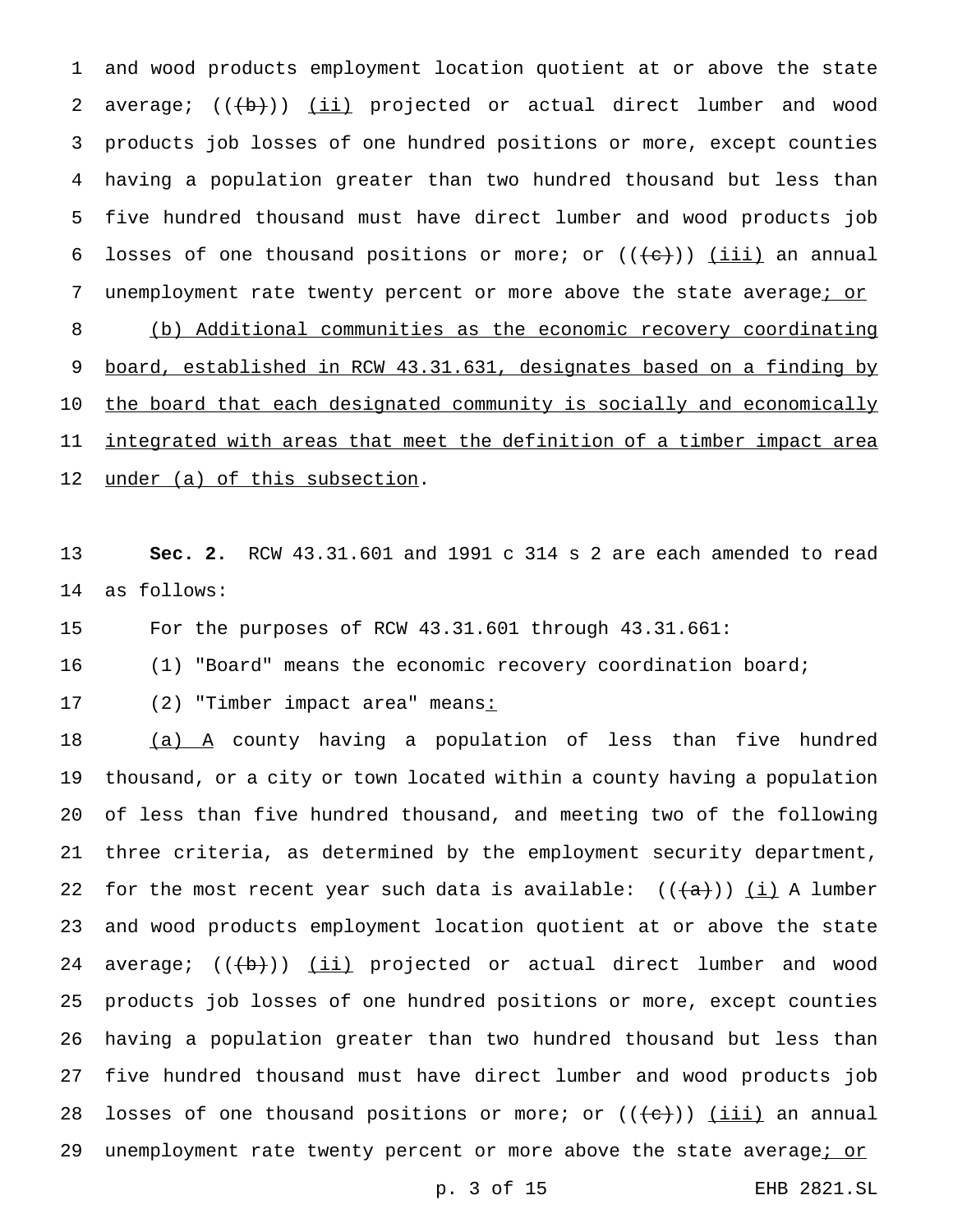and wood products employment location quotient at or above the state average; (((b))) (ii) projected or actual direct lumber and wood products job losses of one hundred positions or more, except counties having a population greater than two hundred thousand but less than five hundred thousand must have direct lumber and wood products job losses of one thousand positions or more; or (((c))) (iii) an annual unemployment rate twenty percent or more above the state average; or

(b) Additional communities as the economic recovery coordinating board, established in RCW 43.31.631, designates based on a finding by the board that each designated community is socially and economically integrated with areas that meet the definition of a timber impact area under (a) of this subsection.

**Sec. 2.** RCW 43.31.601 and 1991 c 314 s 2 are each amended to read as follows:

For the purposes of RCW 43.31.601 through 43.31.661:

(1) "Board" means the economic recovery coordination board;

(2) "Timber impact area" means:

(a) A county having a population of less than five hundred thousand, or a city or town located within a county having a population of less than five hundred thousand, and meeting two of the following three criteria, as determined by the employment security department, for the most recent year such data is available: (((a))) (i) A lumber and wood products employment location quotient at or above the state average; (((b))) (ii) projected or actual direct lumber and wood products job losses of one hundred positions or more, except counties having a population greater than two hundred thousand but less than five hundred thousand must have direct lumber and wood products job losses of one thousand positions or more; or (((c))) (iii) an annual unemployment rate twenty percent or more above the state average; or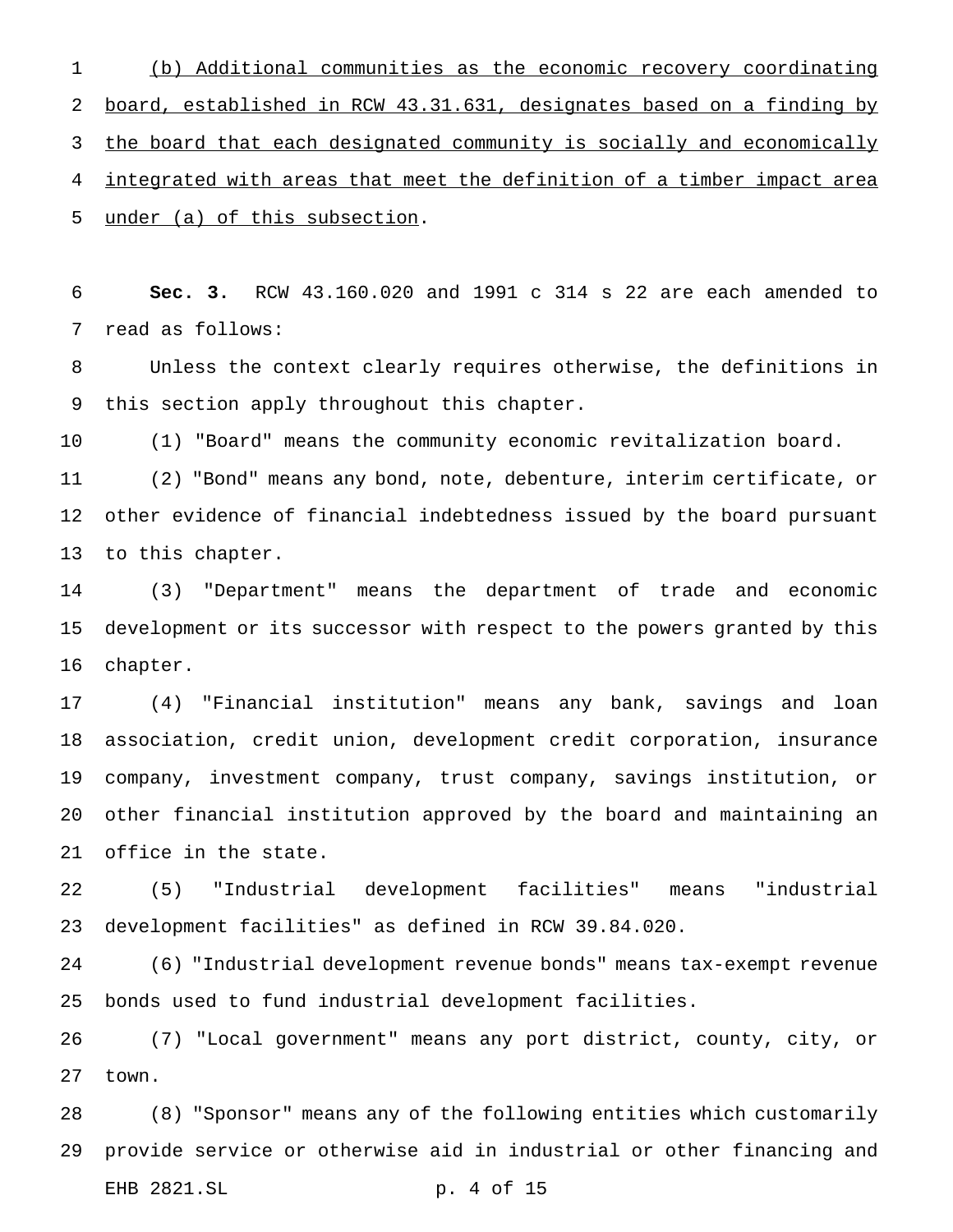(b) Additional communities as the economic recovery coordinating board, established in RCW 43.31.631, designates based on a finding by the board that each designated community is socially and economically integrated with areas that meet the definition of a timber impact area under (a) of this subsection.

**Sec. 3.** RCW 43.160.020 and 1991 c 314 s 22 are each amended to read as follows:

Unless the context clearly requires otherwise, the definitions in this section apply throughout this chapter.

(1) "Board" means the community economic revitalization board.

(2) "Bond" means any bond, note, debenture, interim certificate, or other evidence of financial indebtedness issued by the board pursuant to this chapter.

(3) "Department" means the department of trade and economic development or its successor with respect to the powers granted by this chapter.

(4) "Financial institution" means any bank, savings and loan association, credit union, development credit corporation, insurance company, investment company, trust company, savings institution, or other financial institution approved by the board and maintaining an office in the state.

(5) "Industrial development facilities" means "industrial development facilities" as defined in RCW 39.84.020.

(6) "Industrial development revenue bonds" means tax-exempt revenue bonds used to fund industrial development facilities.

(7) "Local government" means any port district, county, city, or town.

(8) "Sponsor" means any of the following entities which customarily provide service or otherwise aid in industrial or other financing and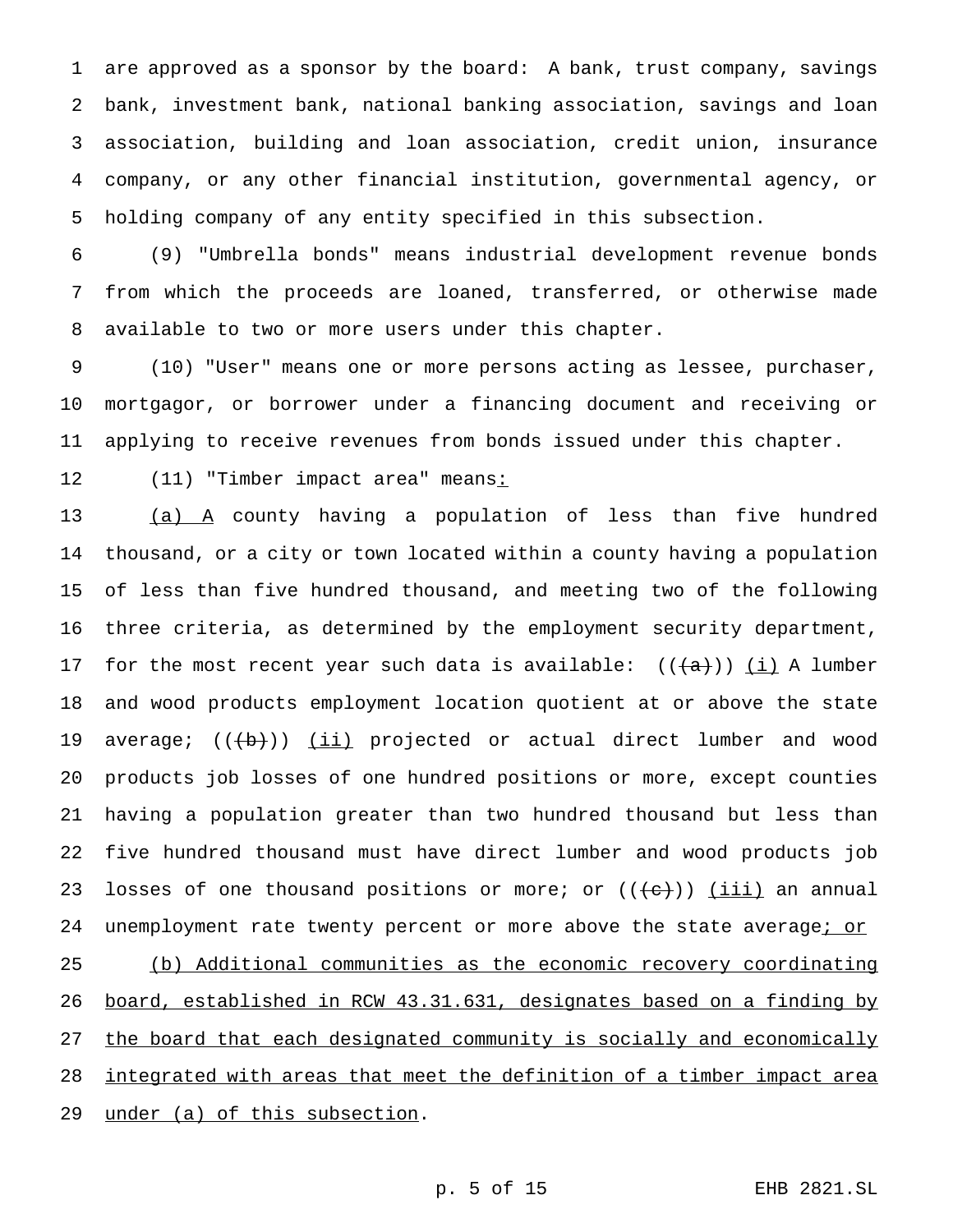are approved as a sponsor by the board: A bank, trust company, savings bank, investment bank, national banking association, savings and loan association, building and loan association, credit union, insurance company, or any other financial institution, governmental agency, or holding company of any entity specified in this subsection.

(9) "Umbrella bonds" means industrial development revenue bonds from which the proceeds are loaned, transferred, or otherwise made available to two or more users under this chapter.

(10) "User" means one or more persons acting as lessee, purchaser, mortgagor, or borrower under a financing document and receiving or applying to receive revenues from bonds issued under this chapter.

(11) "Timber impact area" means:

(a) A county having a population of less than five hundred thousand, or a city or town located within a county having a population of less than five hundred thousand, and meeting two of the following three criteria, as determined by the employment security department, for the most recent year such data is available: (((a))) (i) A lumber and wood products employment location quotient at or above the state average; (((b))) (ii) projected or actual direct lumber and wood products job losses of one hundred positions or more, except counties having a population greater than two hundred thousand but less than five hundred thousand must have direct lumber and wood products job losses of one thousand positions or more; or (((c))) (iii) an annual unemployment rate twenty percent or more above the state average; or

(b) Additional communities as the economic recovery coordinating board, established in RCW 43.31.631, designates based on a finding by the board that each designated community is socially and economically integrated with areas that meet the definition of a timber impact area under (a) of this subsection.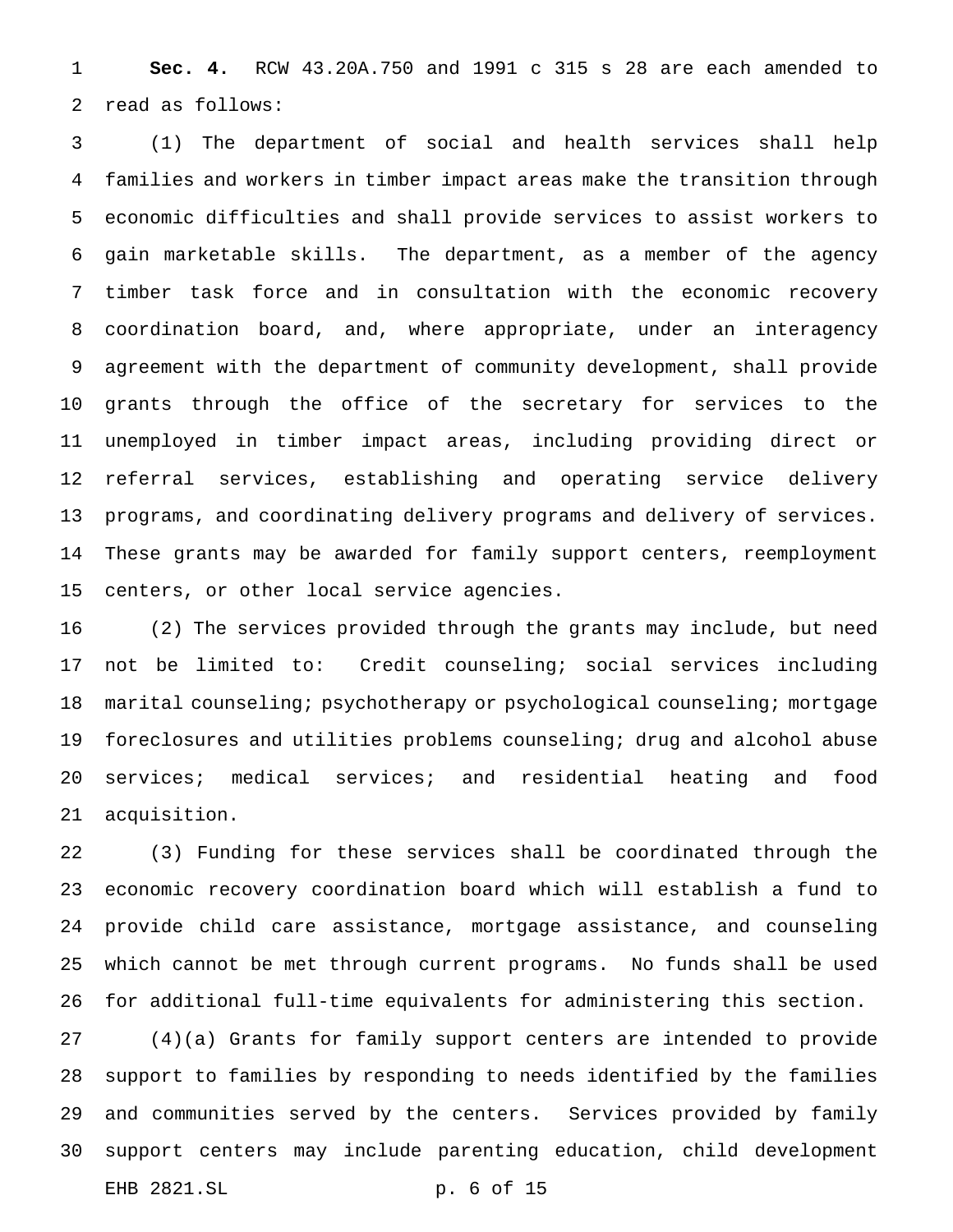**Sec. 4.** RCW 43.20A.750 and 1991 c 315 s 28 are each amended to read as follows:

(1) The department of social and health services shall help families and workers in timber impact areas make the transition through economic difficulties and shall provide services to assist workers to gain marketable skills. The department, as a member of the agency timber task force and in consultation with the economic recovery coordination board, and, where appropriate, under an interagency agreement with the department of community development, shall provide grants through the office of the secretary for services to the unemployed in timber impact areas, including providing direct or referral services, establishing and operating service delivery programs, and coordinating delivery programs and delivery of services. These grants may be awarded for family support centers, reemployment centers, or other local service agencies.

(2) The services provided through the grants may include, but need not be limited to: Credit counseling; social services including marital counseling; psychotherapy or psychological counseling; mortgage foreclosures and utilities problems counseling; drug and alcohol abuse services; medical services; and residential heating and food acquisition.

(3) Funding for these services shall be coordinated through the economic recovery coordination board which will establish a fund to provide child care assistance, mortgage assistance, and counseling which cannot be met through current programs. No funds shall be used for additional full-time equivalents for administering this section.

(4)(a) Grants for family support centers are intended to provide support to families by responding to needs identified by the families and communities served by the centers. Services provided by family support centers may include parenting education, child development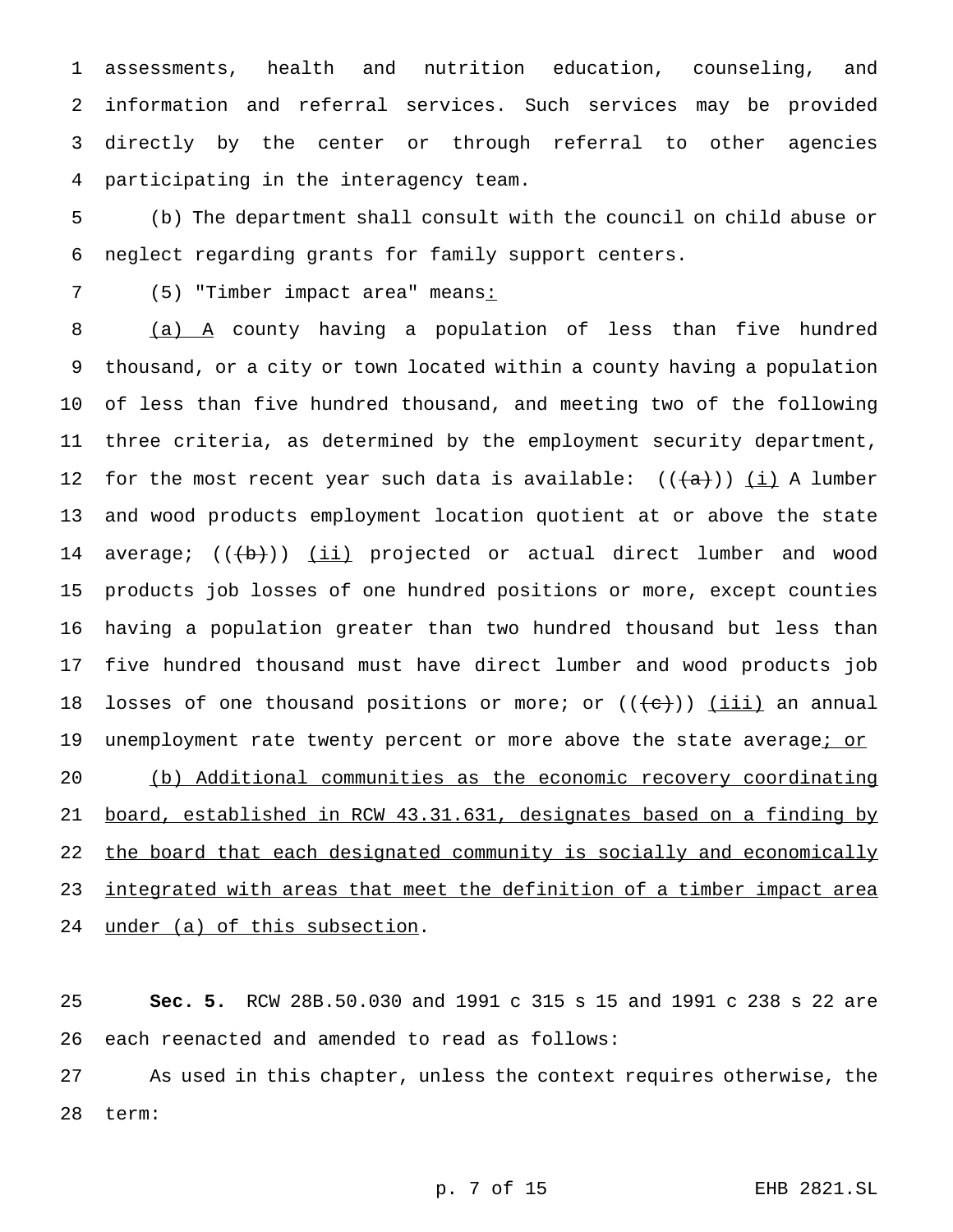assessments, health and nutrition education, counseling, and information and referral services. Such services may be provided directly by the center or through referral to other agencies participating in the interagency team.

(b) The department shall consult with the council on child abuse or neglect regarding grants for family support centers.

(5) "Timber impact area" means:

(a) A county having a population of less than five hundred thousand, or a city or town located within a county having a population of less than five hundred thousand, and meeting two of the following three criteria, as determined by the employment security department, for the most recent year such data is available: ((~~(a)~~)) (i) A lumber and wood products employment location quotient at or above the state average; ((~~(b)~~)) (ii) projected or actual direct lumber and wood products job losses of one hundred positions or more, except counties having a population greater than two hundred thousand but less than five hundred thousand must have direct lumber and wood products job losses of one thousand positions or more; or ((~~(c)~~)) (iii) an annual unemployment rate twenty percent or more above the state average; or

(b) Additional communities as the economic recovery coordinating board, established in RCW 43.31.631, designates based on a finding by the board that each designated community is socially and economically integrated with areas that meet the definition of a timber impact area under (a) of this subsection.

**Sec. 5.** RCW 28B.50.030 and 1991 c 315 s 15 and 1991 c 238 s 22 are each reenacted and amended to read as follows:

As used in this chapter, unless the context requires otherwise, the term: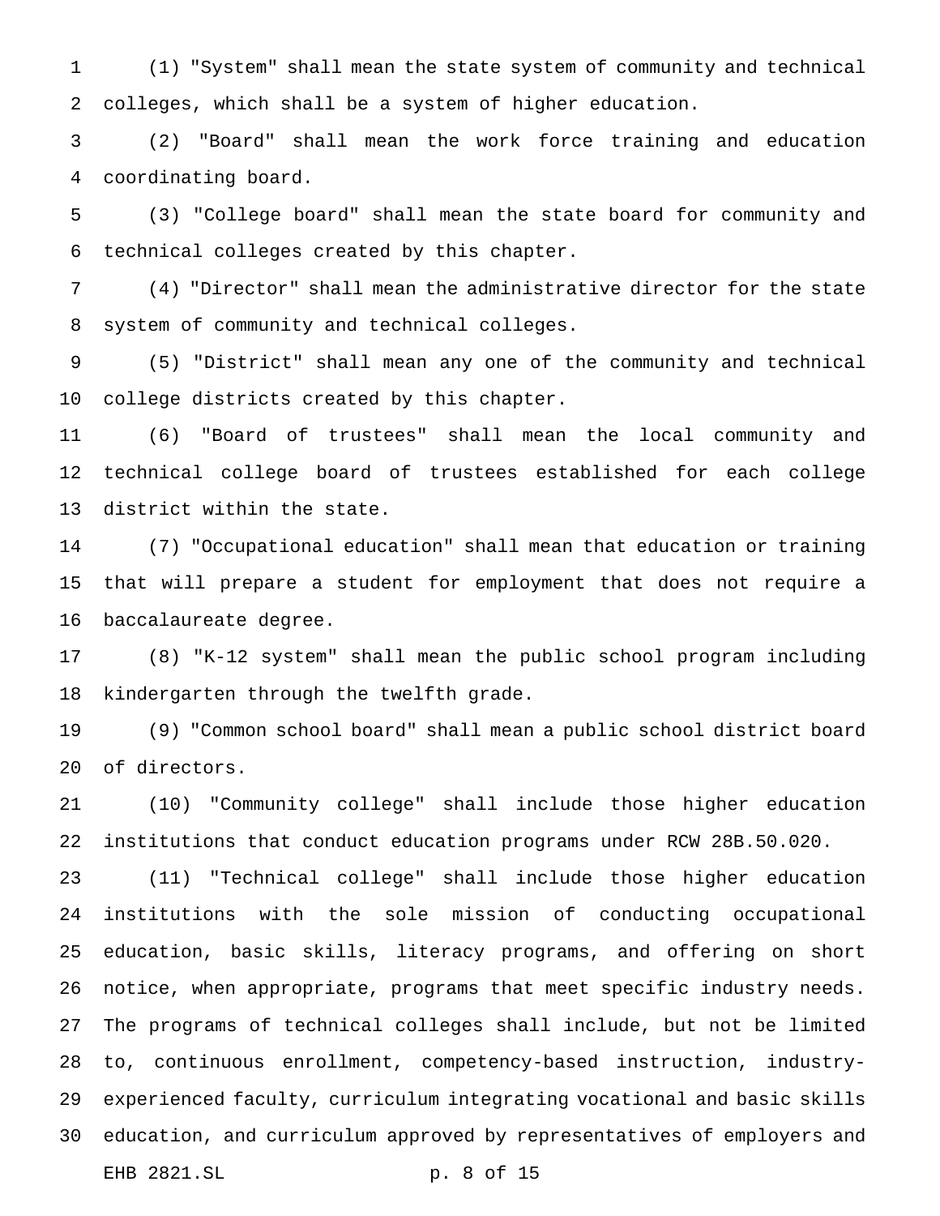(1) "System" shall mean the state system of community and technical colleges, which shall be a system of higher education.

(2) "Board" shall mean the work force training and education coordinating board.

(3) "College board" shall mean the state board for community and technical colleges created by this chapter.

(4) "Director" shall mean the administrative director for the state system of community and technical colleges.

(5) "District" shall mean any one of the community and technical college districts created by this chapter.

(6) "Board of trustees" shall mean the local community and technical college board of trustees established for each college district within the state.

(7) "Occupational education" shall mean that education or training that will prepare a student for employment that does not require a baccalaureate degree.

(8) "K-12 system" shall mean the public school program including kindergarten through the twelfth grade.

(9) "Common school board" shall mean a public school district board of directors.

(10) "Community college" shall include those higher education institutions that conduct education programs under RCW 28B.50.020.

(11) "Technical college" shall include those higher education institutions with the sole mission of conducting occupational education, basic skills, literacy programs, and offering on short notice, when appropriate, programs that meet specific industry needs. The programs of technical colleges shall include, but not be limited to, continuous enrollment, competency-based instruction, industry-experienced faculty, curriculum integrating vocational and basic skills education, and curriculum approved by representatives of employers and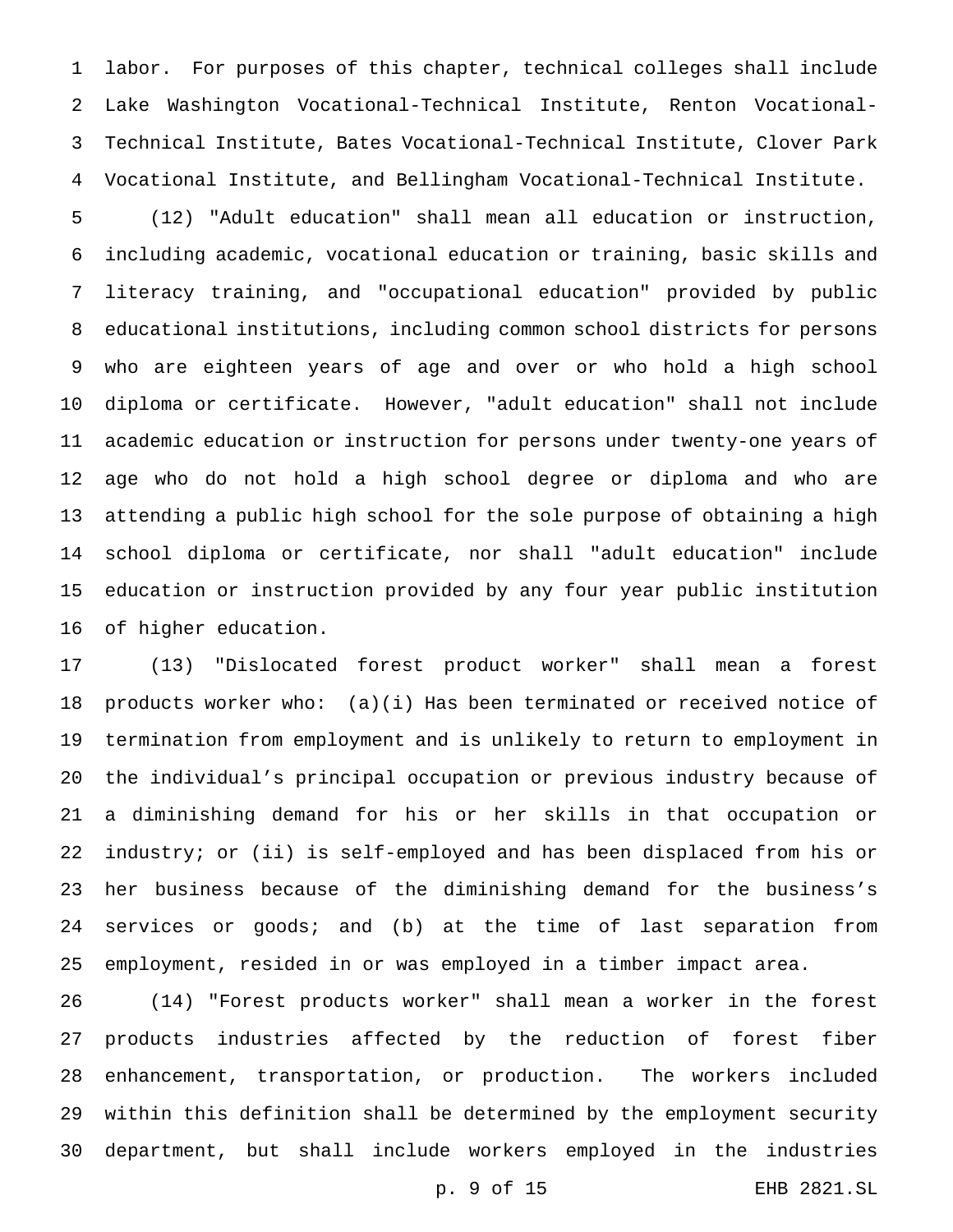labor. For purposes of this chapter, technical colleges shall include Lake Washington Vocational-Technical Institute, Renton Vocational-Technical Institute, Bates Vocational-Technical Institute, Clover Park Vocational Institute, and Bellingham Vocational-Technical Institute.

(12) "Adult education" shall mean all education or instruction, including academic, vocational education or training, basic skills and literacy training, and "occupational education" provided by public educational institutions, including common school districts for persons who are eighteen years of age and over or who hold a high school diploma or certificate. However, "adult education" shall not include academic education or instruction for persons under twenty-one years of age who do not hold a high school degree or diploma and who are attending a public high school for the sole purpose of obtaining a high school diploma or certificate, nor shall "adult education" include education or instruction provided by any four year public institution of higher education.

(13) "Dislocated forest product worker" shall mean a forest products worker who: (a)(i) Has been terminated or received notice of termination from employment and is unlikely to return to employment in the individual's principal occupation or previous industry because of a diminishing demand for his or her skills in that occupation or industry; or (ii) is self-employed and has been displaced from his or her business because of the diminishing demand for the business's services or goods; and (b) at the time of last separation from employment, resided in or was employed in a timber impact area.

(14) "Forest products worker" shall mean a worker in the forest products industries affected by the reduction of forest fiber enhancement, transportation, or production. The workers included within this definition shall be determined by the employment security department, but shall include workers employed in the industries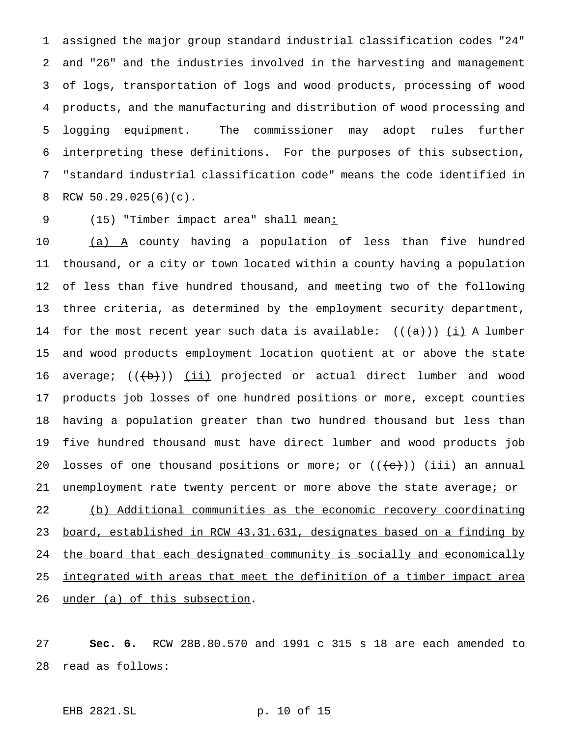assigned the major group standard industrial classification codes "24" and "26" and the industries involved in the harvesting and management of logs, transportation of logs and wood products, processing of wood products, and the manufacturing and distribution of wood processing and logging equipment. The commissioner may adopt rules further interpreting these definitions. For the purposes of this subsection, "standard industrial classification code" means the code identified in RCW 50.29.025(6)(c).

(15) "Timber impact area" shall mean:

(a) A county having a population of less than five hundred thousand, or a city or town located within a county having a population of less than five hundred thousand, and meeting two of the following three criteria, as determined by the employment security department, for the most recent year such data is available: ((~~(a)~~)) (i) A lumber and wood products employment location quotient at or above the state average; ((~~(b)~~)) (ii) projected or actual direct lumber and wood products job losses of one hundred positions or more, except counties having a population greater than two hundred thousand but less than five hundred thousand must have direct lumber and wood products job losses of one thousand positions or more; or ((~~(c)~~)) (iii) an annual unemployment rate twenty percent or more above the state average; or

(b) Additional communities as the economic recovery coordinating board, established in RCW 43.31.631, designates based on a finding by the board that each designated community is socially and economically integrated with areas that meet the definition of a timber impact area under (a) of this subsection.

**Sec. 6.** RCW 28B.80.570 and 1991 c 315 s 18 are each amended to read as follows: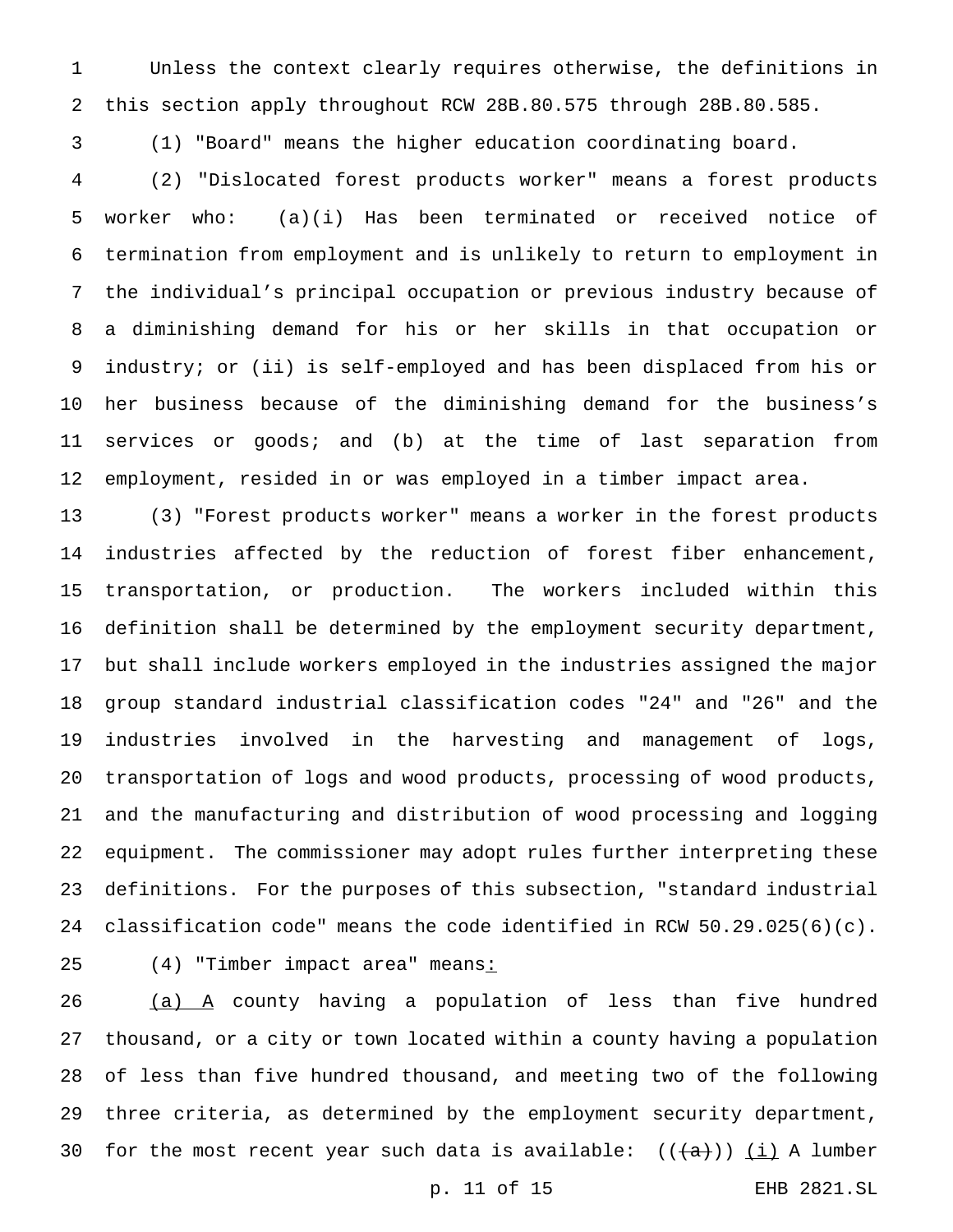Unless the context clearly requires otherwise, the definitions in this section apply throughout RCW 28B.80.575 through 28B.80.585.

(1) "Board" means the higher education coordinating board.

(2) "Dislocated forest products worker" means a forest products worker who: (a)(i) Has been terminated or received notice of termination from employment and is unlikely to return to employment in the individual's principal occupation or previous industry because of a diminishing demand for his or her skills in that occupation or industry; or (ii) is self-employed and has been displaced from his or her business because of the diminishing demand for the business's services or goods; and (b) at the time of last separation from employment, resided in or was employed in a timber impact area.

(3) "Forest products worker" means a worker in the forest products industries affected by the reduction of forest fiber enhancement, transportation, or production. The workers included within this definition shall be determined by the employment security department, but shall include workers employed in the industries assigned the major group standard industrial classification codes "24" and "26" and the industries involved in the harvesting and management of logs, transportation of logs and wood products, processing of wood products, and the manufacturing and distribution of wood processing and logging equipment. The commissioner may adopt rules further interpreting these definitions. For the purposes of this subsection, "standard industrial classification code" means the code identified in RCW 50.29.025(6)(c).

(4) "Timber impact area" means:

(a) A county having a population of less than five hundred thousand, or a city or town located within a county having a population of less than five hundred thousand, and meeting two of the following three criteria, as determined by the employment security department, for the most recent year such data is available: ((~~(a)~~)) (i) A lumber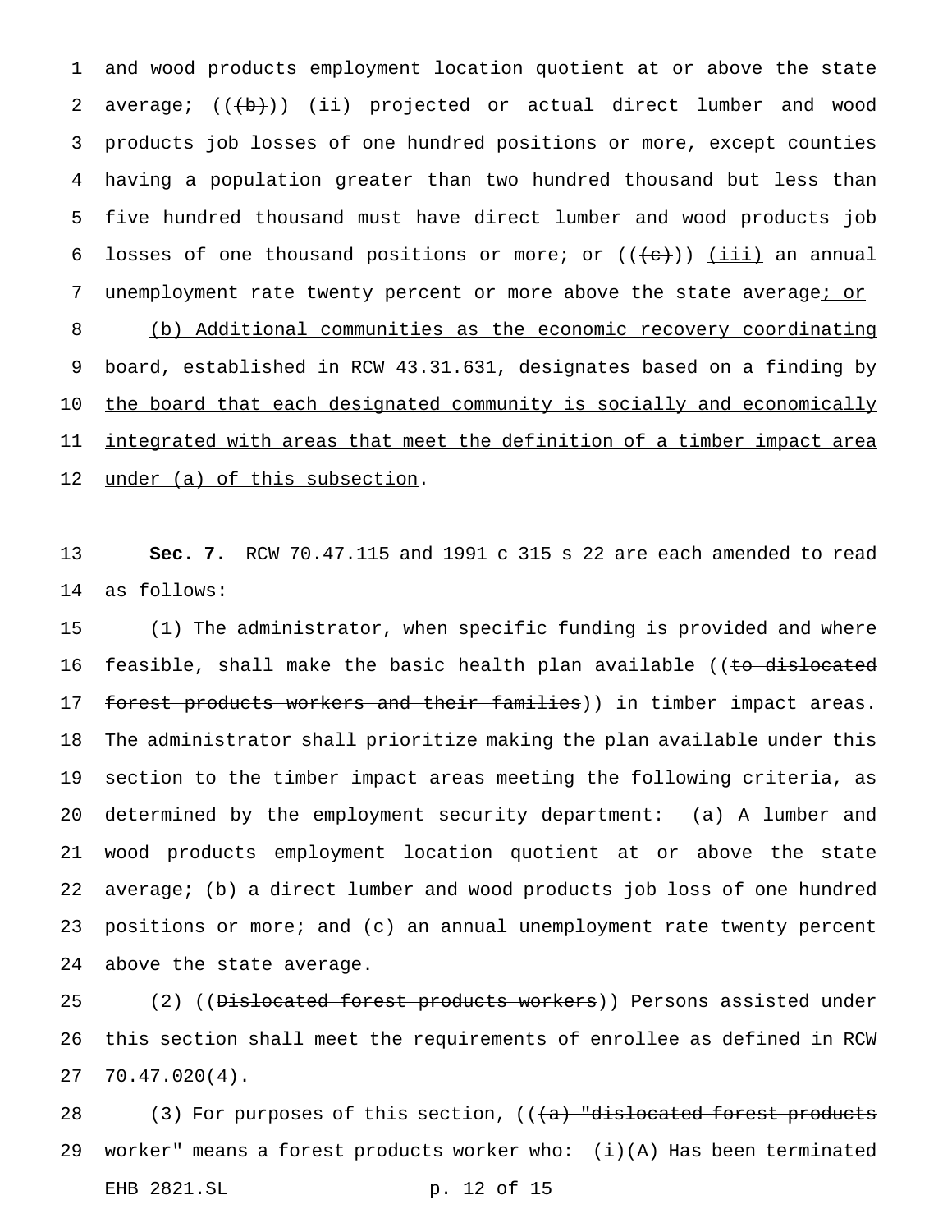and wood products employment location quotient at or above the state average; ((~~(b)~~)) <u>(ii)</u> projected or actual direct lumber and wood products job losses of one hundred positions or more, except counties having a population greater than two hundred thousand but less than five hundred thousand must have direct lumber and wood products job losses of one thousand positions or more; or ((~~(c)~~)) <u>(iii)</u> an annual unemployment rate twenty percent or more above the state average<u>; or</u>

<u>(b) Additional communities as the economic recovery coordinating board, established in RCW 43.31.631, designates based on a finding by the board that each designated community is socially and economically integrated with areas that meet the definition of a timber impact area under (a) of this subsection</u>.

**Sec. 7.** RCW 70.47.115 and 1991 c 315 s 22 are each amended to read as follows:

(1) The administrator, when specific funding is provided and where feasible, shall make the basic health plan available ((~~to dislocated forest products workers and their families~~)) in timber impact areas. The administrator shall prioritize making the plan available under this section to the timber impact areas meeting the following criteria, as determined by the employment security department: (a) A lumber and wood products employment location quotient at or above the state average; (b) a direct lumber and wood products job loss of one hundred positions or more; and (c) an annual unemployment rate twenty percent above the state average.

(2) ((~~Dislocated forest products workers~~)) <u>Persons</u> assisted under this section shall meet the requirements of enrollee as defined in RCW 70.47.020(4).

(3) For purposes of this section, ((~~(a) "dislocated forest products worker" means a forest products worker who: (i)(A) Has been terminated~~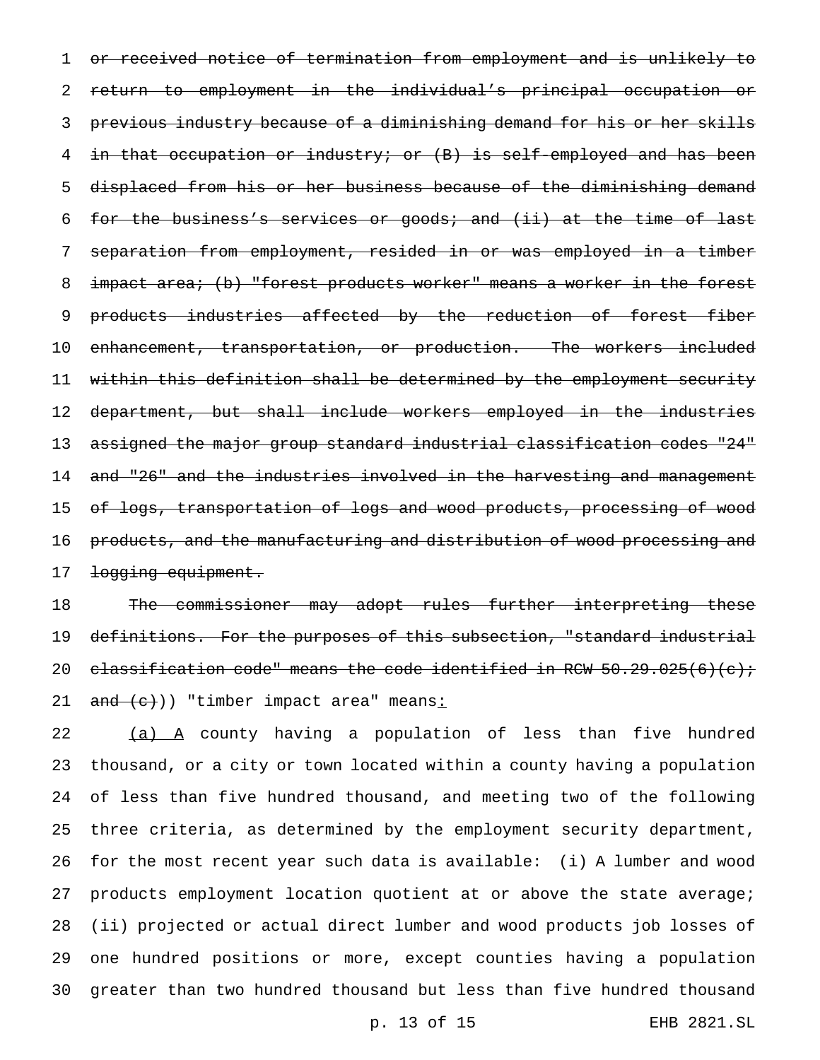~~or received notice of termination from employment and is unlikely to return to employment in the individual's principal occupation or previous industry because of a diminishing demand for his or her skills in that occupation or industry; or (B) is self-employed and has been displaced from his or her business because of the diminishing demand for the business's services or goods; and (ii) at the time of last separation from employment, resided in or was employed in a timber impact area; (b) "forest products worker" means a worker in the forest products industries affected by the reduction of forest fiber enhancement, transportation, or production. The workers included within this definition shall be determined by the employment security department, but shall include workers employed in the industries assigned the major group standard industrial classification codes "24" and "26" and the industries involved in the harvesting and management of logs, transportation of logs and wood products, processing of wood products, and the manufacturing and distribution of wood processing and logging equipment.~~

~~The commissioner may adopt rules further interpreting these definitions. For the purposes of this subsection, "standard industrial classification code" means the code identified in RCW 50.29.025(6)(c); and (c)~~)) "timber impact area" means<u>:</u>

<u>(a) A</u> county having a population of less than five hundred thousand, or a city or town located within a county having a population of less than five hundred thousand, and meeting two of the following three criteria, as determined by the employment security department, for the most recent year such data is available: (i) A lumber and wood products employment location quotient at or above the state average; (ii) projected or actual direct lumber and wood products job losses of one hundred positions or more, except counties having a population greater than two hundred thousand but less than five hundred thousand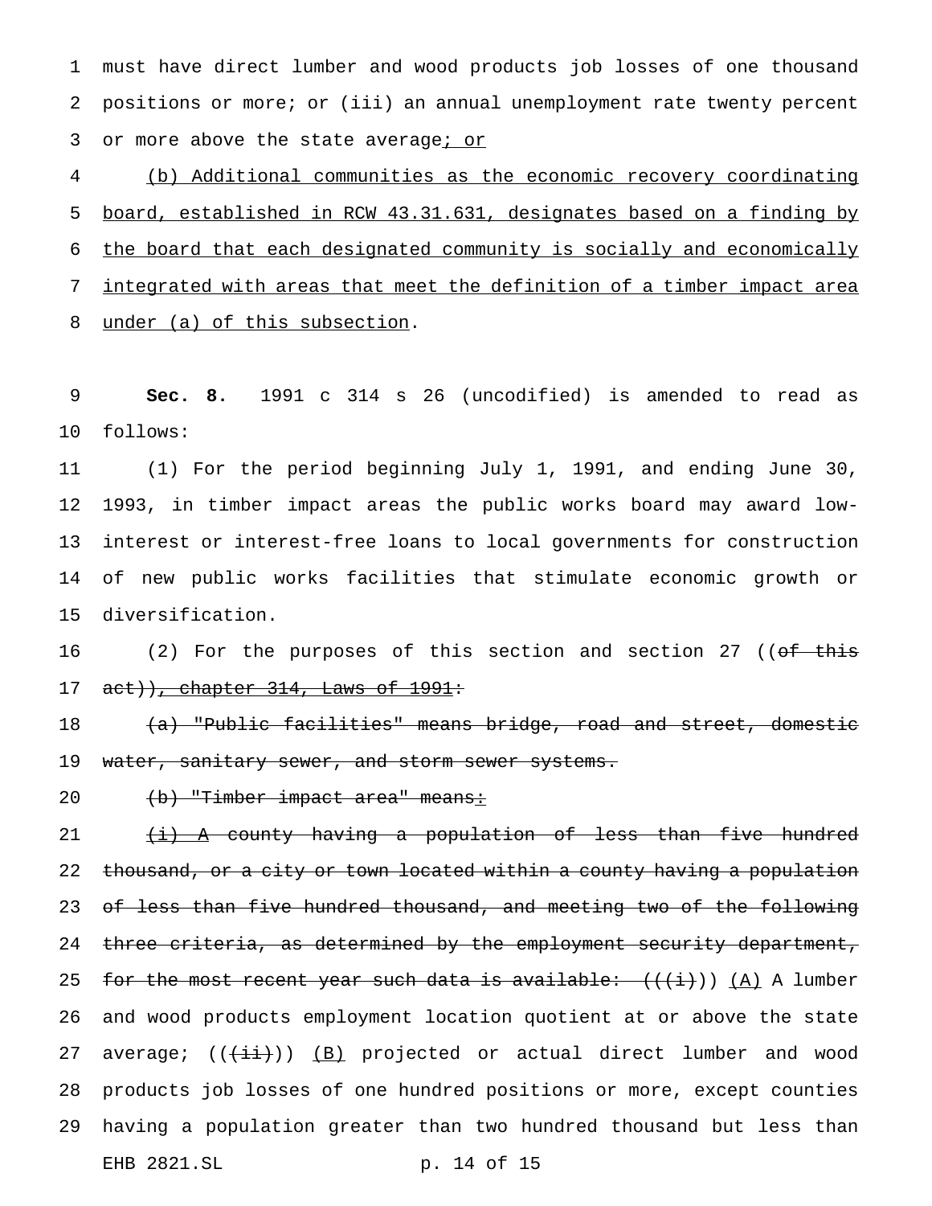must have direct lumber and wood products job losses of one thousand positions or more; or (iii) an annual unemployment rate twenty percent or more above the state average; or

(b) Additional communities as the economic recovery coordinating board, established in RCW 43.31.631, designates based on a finding by the board that each designated community is socially and economically integrated with areas that meet the definition of a timber impact area under (a) of this subsection.

**Sec. 8.** 1991 c 314 s 26 (uncodified) is amended to read as follows:

(1) For the period beginning July 1, 1991, and ending June 30, 1993, in timber impact areas the public works board may award low-interest or interest-free loans to local governments for construction of new public works facilities that stimulate economic growth or diversification.

(2) For the purposes of this section and section 27 ((~~of this act~~)), chapter 314, Laws of 1991:

~~(a) "Public facilities" means bridge, road and street, domestic water, sanitary sewer, and storm sewer systems.~~

~~(b) "Timber impact area" means:~~

~~(i) A county having a population of less than five hundred thousand, or a city or town located within a county having a population of less than five hundred thousand, and meeting two of the following three criteria, as determined by the employment security department, for the most recent year such data is available: (((i)))~~ (A) A lumber and wood products employment location quotient at or above the state average; (((~~ii~~))) (B) projected or actual direct lumber and wood products job losses of one hundred positions or more, except counties having a population greater than two hundred thousand but less than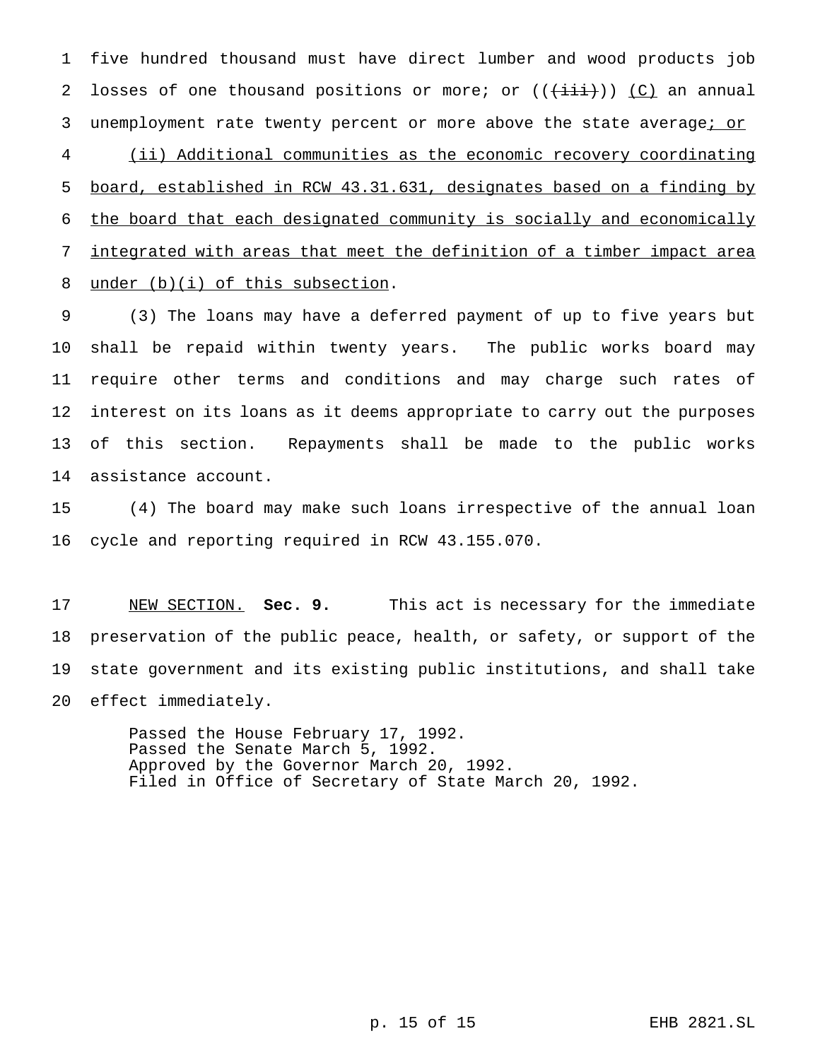five hundred thousand must have direct lumber and wood products job losses of one thousand positions or more; or ((~~(iii)~~)) <u>(C)</u> an annual unemployment rate twenty percent or more above the state average<u>; or</u>

<u>(ii) Additional communities as the economic recovery coordinating board, established in RCW 43.31.631, designates based on a finding by the board that each designated community is socially and economically integrated with areas that meet the definition of a timber impact area under (b)(i) of this subsection</u>.

(3) The loans may have a deferred payment of up to five years but shall be repaid within twenty years. The public works board may require other terms and conditions and may charge such rates of interest on its loans as it deems appropriate to carry out the purposes of this section. Repayments shall be made to the public works assistance account.

(4) The board may make such loans irrespective of the annual loan cycle and reporting required in RCW 43.155.070.

<u>NEW SECTION.</u> **Sec. 9.** This act is necessary for the immediate preservation of the public peace, health, or safety, or support of the state government and its existing public institutions, and shall take effect immediately.

Passed the House February 17, 1992.
Passed the Senate March 5, 1992.
Approved by the Governor March 20, 1992.
Filed in Office of Secretary of State March 20, 1992.